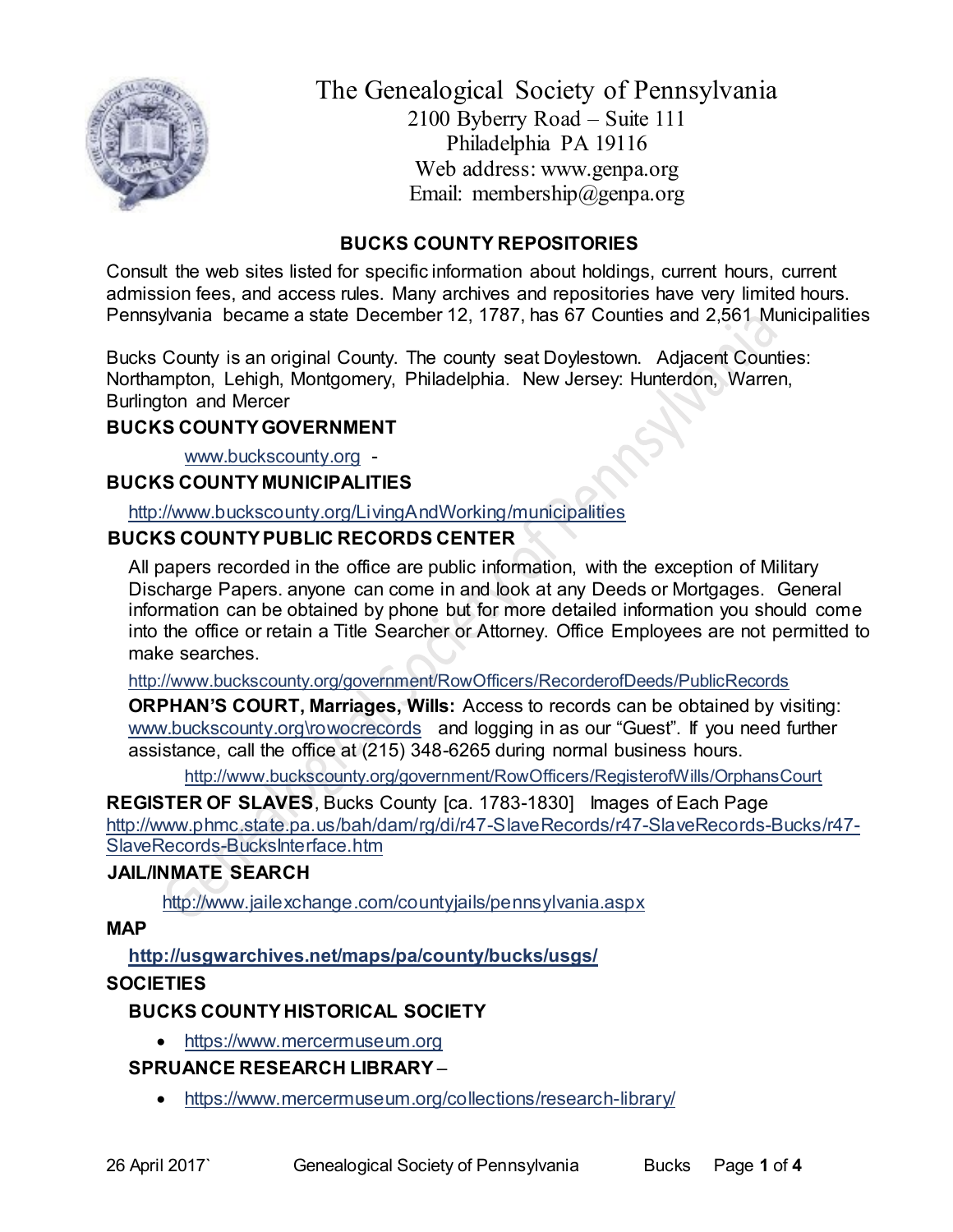# The Genealogical Society of Pennsylvania

2100 Byberry Road – Suite 111
Philadelphia PA 19116
Web address: www.genpa.org
Email: membership@genpa.org

## BUCKS COUNTY REPOSITORIES

Consult the web sites listed for specific information about holdings, current hours, current admission fees, and access rules. Many archives and repositories have very limited hours. Pennsylvania became a state December 12, 1787, has 67 Counties and 2,561 Municipalities

Bucks County is an original County. The county seat Doylestown. Adjacent Counties: Northampton, Lehigh, Montgomery, Philadelphia. New Jersey: Hunterdon, Warren, Burlington and Mercer

### BUCKS COUNTY GOVERNMENT

www.buckscounty.org -

### BUCKS COUNTY MUNICIPALITIES

http://www.buckscounty.org/LivingAndWorking/municipalities

### BUCKS COUNTY PUBLIC RECORDS CENTER

All papers recorded in the office are public information, with the exception of Military Discharge Papers. anyone can come in and look at any Deeds or Mortgages. General information can be obtained by phone but for more detailed information you should come into the office or retain a Title Searcher or Attorney. Office Employees are not permitted to make searches.

http://www.buckscounty.org/government/RowOfficers/RecorderofDeeds/PublicRecords

**ORPHAN'S COURT, Marriages, Wills:** Access to records can be obtained by visiting: www.buckscounty.org\rowocrecords and logging in as our "Guest". If you need further assistance, call the office at (215) 348-6265 during normal business hours.

http://www.buckscounty.org/government/RowOfficers/RegisterofWills/OrphansCourt

**REGISTER OF SLAVES**, Bucks County [ca. 1783-1830] Images of Each Page
http://www.phmc.state.pa.us/bah/dam/rg/di/r47-SlaveRecords/r47-SlaveRecords-Bucks/r47-SlaveRecords-BucksInterface.htm

### JAIL/INMATE SEARCH

http://www.jailexchange.com/countyjails/pennsylvania.aspx

### MAP

**http://usgwarchives.net/maps/pa/county/bucks/usgs/**

### SOCIETIES

#### BUCKS COUNTY HISTORICAL SOCIETY

- https://www.mercermuseum.org

#### SPRUANCE RESEARCH LIBRARY –

- https://www.mercermuseum.org/collections/research-library/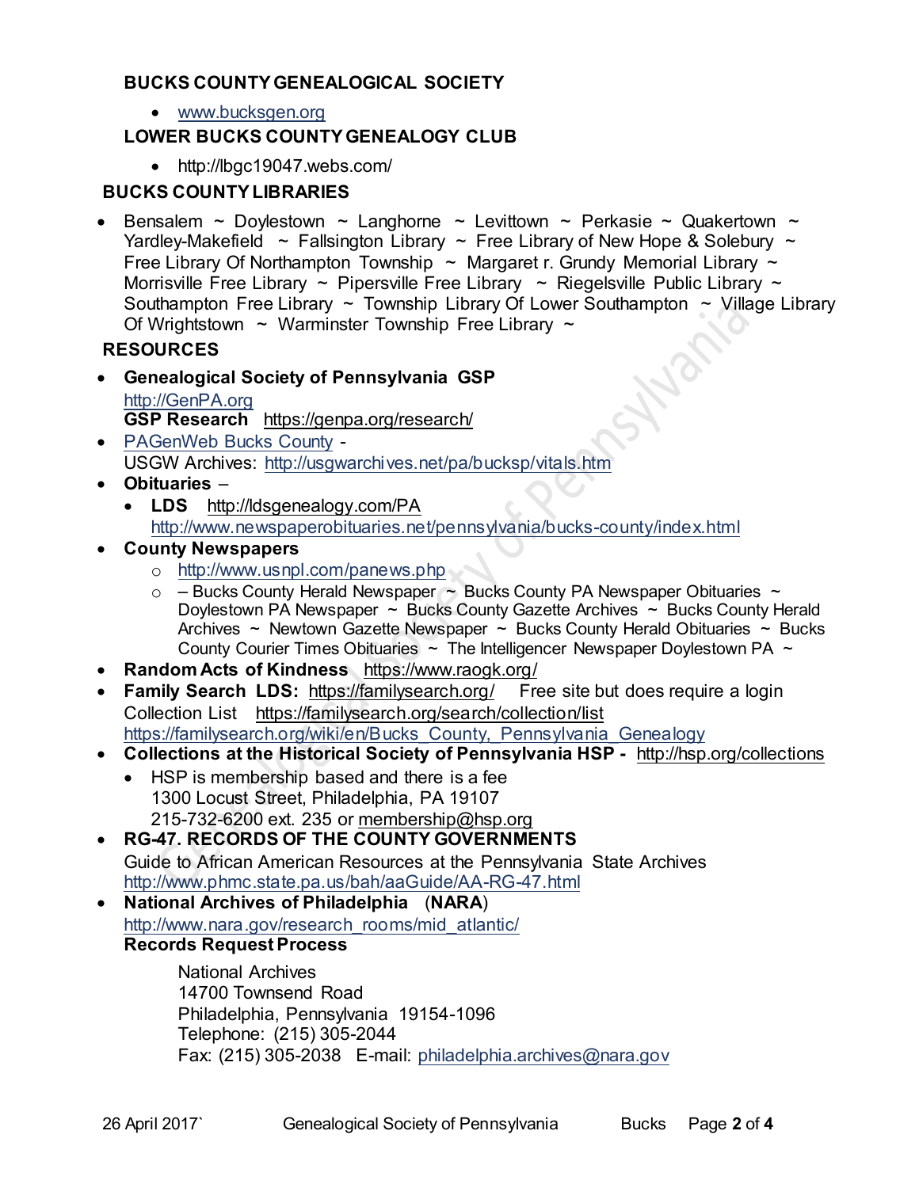## BUCKS COUNTY GENEALOGICAL SOCIETY

- www.bucksgen.org

## LOWER BUCKS COUNTY GENEALOGY CLUB

- http://lbgc19047.webs.com/

## BUCKS COUNTY LIBRARIES

- Bensalem ~ Doylestown ~ Langhorne ~ Levittown ~ Perkasie ~ Quakertown ~ Yardley-Makefield ~ Fallsington Library ~ Free Library of New Hope & Solebury ~ Free Library Of Northampton Township ~ Margaret r. Grundy Memorial Library ~ Morrisville Free Library ~ Pipersville Free Library ~ Riegelsville Public Library ~ Southampton Free Library ~ Township Library Of Lower Southampton ~ Village Library Of Wrightstown ~ Warminster Township Free Library ~

## RESOURCES

- **Genealogical Society of Pennsylvania GSP**
  http://GenPA.org
  **GSP Research** https://genpa.org/research/
- PAGenWeb Bucks County -
  USGW Archives: http://usgwarchives.net/pa/bucksp/vitals.htm
- **Obituaries** –
  - **LDS** http://ldsgenealogy.com/PA
    http://www.newspaperobituaries.net/pennsylvania/bucks-county/index.html
- **County Newspapers**
  - http://www.usnpl.com/panews.php
  - – Bucks County Herald Newspaper ~ Bucks County PA Newspaper Obituaries ~ Doylestown PA Newspaper ~ Bucks County Gazette Archives ~ Bucks County Herald Archives ~ Newtown Gazette Newspaper ~ Bucks County Herald Obituaries ~ Bucks County Courier Times Obituaries ~ The Intelligencer Newspaper Doylestown PA ~
- **Random Acts of Kindness** https://www.raogk.org/
- **Family Search LDS:** https://familysearch.org/ Free site but does require a login
  Collection List https://familysearch.org/search/collection/list
  https://familysearch.org/wiki/en/Bucks_County,_Pennsylvania_Genealogy
- **Collections at the Historical Society of Pennsylvania HSP -** http://hsp.org/collections
  - HSP is membership based and there is a fee
    1300 Locust Street, Philadelphia, PA 19107
    215-732-6200 ext. 235 or membership@hsp.org
- **RG-47. RECORDS OF THE COUNTY GOVERNMENTS**
  Guide to African American Resources at the Pennsylvania State Archives
  http://www.phmc.state.pa.us/bah/aaGuide/AA-RG-47.html
- **National Archives of Philadelphia** (**NARA**)
  http://www.nara.gov/research_rooms/mid_atlantic/
  **Records Request Process**

  National Archives
  14700 Townsend Road
  Philadelphia, Pennsylvania 19154-1096
  Telephone: (215) 305-2044
  Fax: (215) 305-2038 E-mail: philadelphia.archives@nara.gov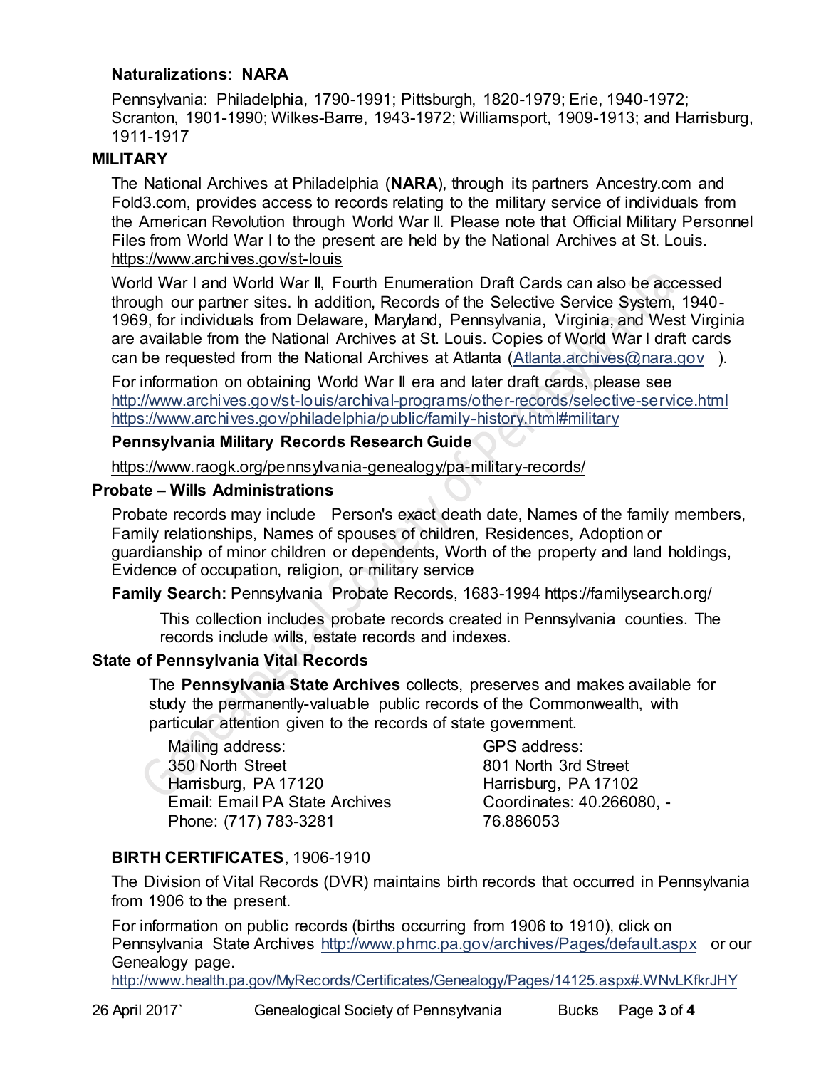### Naturalizations: NARA

Pennsylvania: Philadelphia, 1790-1991; Pittsburgh, 1820-1979; Erie, 1940-1972; Scranton, 1901-1990; Wilkes-Barre, 1943-1972; Williamsport, 1909-1913; and Harrisburg, 1911-1917

## MILITARY

The National Archives at Philadelphia (**NARA**), through its partners Ancestry.com and Fold3.com, provides access to records relating to the military service of individuals from the American Revolution through World War II. Please note that Official Military Personnel Files from World War I to the present are held by the National Archives at St. Louis. https://www.archives.gov/st-louis

World War I and World War II, Fourth Enumeration Draft Cards can also be accessed through our partner sites. In addition, Records of the Selective Service System, 1940-1969, for individuals from Delaware, Maryland, Pennsylvania, Virginia, and West Virginia are available from the National Archives at St. Louis. Copies of World War I draft cards can be requested from the National Archives at Atlanta (Atlanta.archives@nara.gov ).

For information on obtaining World War II era and later draft cards, please see
http://www.archives.gov/st-louis/archival-programs/other-records/selective-service.html
https://www.archives.gov/philadelphia/public/family-history.html#military

### Pennsylvania Military Records Research Guide

https://www.raogk.org/pennsylvania-genealogy/pa-military-records/

## Probate – Wills Administrations

Probate records may include Person's exact death date, Names of the family members, Family relationships, Names of spouses of children, Residences, Adoption or guardianship of minor children or dependents, Worth of the property and land holdings, Evidence of occupation, religion, or military service

**Family Search:** Pennsylvania Probate Records, 1683-1994 https://familysearch.org/

This collection includes probate records created in Pennsylvania counties. The records include wills, estate records and indexes.

## State of Pennsylvania Vital Records

The **Pennsylvania State Archives** collects, preserves and makes available for study the permanently-valuable public records of the Commonwealth, with particular attention given to the records of state government.

Mailing address:
350 North Street
Harrisburg, PA 17120
Email: Email PA State Archives
Phone: (717) 783-3281

GPS address:
801 North 3rd Street
Harrisburg, PA 17102
Coordinates: 40.266080, -76.886053

### BIRTH CERTIFICATES, 1906-1910

The Division of Vital Records (DVR) maintains birth records that occurred in Pennsylvania from 1906 to the present.

For information on public records (births occurring from 1906 to 1910), click on Pennsylvania State Archives http://www.phmc.pa.gov/archives/Pages/default.aspx or our Genealogy page.
http://www.health.pa.gov/MyRecords/Certificates/Genealogy/Pages/14125.aspx#.WNvLKfkrJHY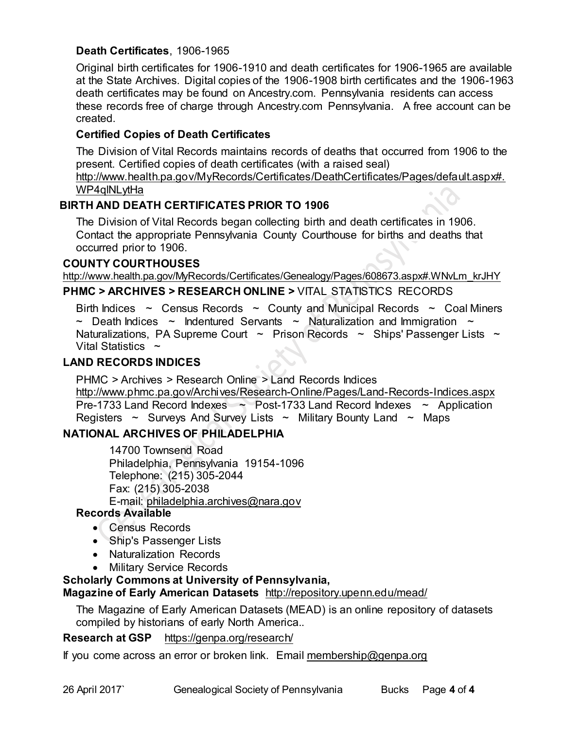**Death Certificates**, 1906-1965

Original birth certificates for 1906-1910 and death certificates for 1906-1965 are available at the State Archives. Digital copies of the 1906-1908 birth certificates and the 1906-1963 death certificates may be found on Ancestry.com. Pennsylvania residents can access these records free of charge through Ancestry.com Pennsylvania. A free account can be created.

**Certified Copies of Death Certificates**

The Division of Vital Records maintains records of deaths that occurred from 1906 to the present. Certified copies of death certificates (with a raised seal) http://www.health.pa.gov/MyRecords/Certificates/DeathCertificates/Pages/default.aspx#.WP4qlNLytHa

## BIRTH AND DEATH CERTIFICATES PRIOR TO 1906

The Division of Vital Records began collecting birth and death certificates in 1906. Contact the appropriate Pennsylvania County Courthouse for births and deaths that occurred prior to 1906.

## COUNTY COURTHOUSES

http://www.health.pa.gov/MyRecords/Certificates/Genealogy/Pages/608673.aspx#.WNvLm_krJHY

## PHMC > ARCHIVES > RESEARCH ONLINE > VITAL STATISTICS RECORDS

Birth Indices ~ Census Records ~ County and Municipal Records ~ Coal Miners ~ Death Indices ~ Indentured Servants ~ Naturalization and Immigration ~ Naturalizations, PA Supreme Court ~ Prison Records ~ Ships' Passenger Lists ~ Vital Statistics ~

## LAND RECORDS INDICES

PHMC > Archives > Research Online > Land Records Indices
http://www.phmc.pa.gov/Archives/Research-Online/Pages/Land-Records-Indices.aspx
Pre-1733 Land Record Indexes ~ Post-1733 Land Record Indexes ~ Application Registers ~ Surveys And Survey Lists ~ Military Bounty Land ~ Maps

## NATIONAL ARCHIVES OF PHILADELPHIA

14700 Townsend Road
Philadelphia, Pennsylvania 19154-1096
Telephone: (215) 305-2044
Fax: (215) 305-2038
E-mail: philadelphia.archives@nara.gov

**Records Available**

- Census Records
- Ship's Passenger Lists
- Naturalization Records
- Military Service Records

**Scholarly Commons at University of Pennsylvania,**
**Magazine of Early American Datasets** http://repository.upenn.edu/mead/

The Magazine of Early American Datasets (MEAD) is an online repository of datasets compiled by historians of early North America..

**Research at GSP** https://genpa.org/research/

If you come across an error or broken link. Email membership@genpa.org